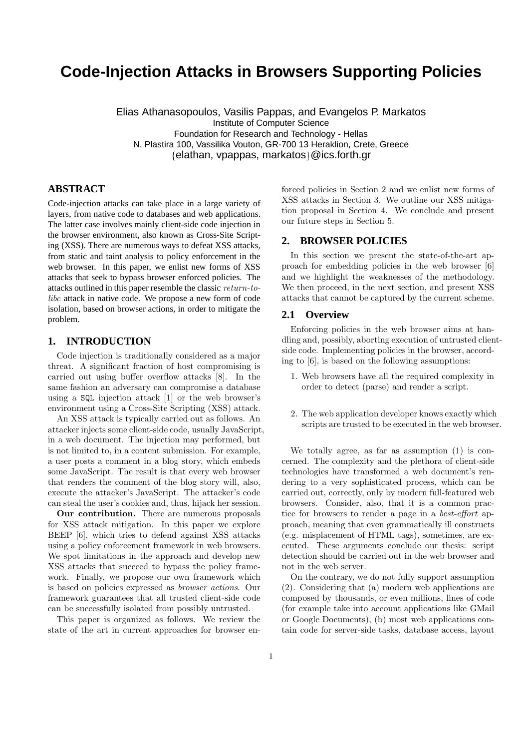# Code-Injection Attacks in Browsers Supporting Policies

Elias Athanasopoulos, Vasilis Pappas, and Evangelos P. Markatos
Institute of Computer Science
Foundation for Research and Technology - Hellas
N. Plastira 100, Vassilika Vouton, GR-700 13 Heraklion, Crete, Greece
{elathan, vpappas, markatos}@ics.forth.gr

## ABSTRACT

Code-injection attacks can take place in a large variety of layers, from native code to databases and web applications. The latter case involves mainly client-side code injection in the browser environment, also known as Cross-Site Scripting (XSS). There are numerous ways to defeat XSS attacks, from static and taint analysis to policy enforcement in the web browser. In this paper, we enlist new forms of XSS attacks that seek to bypass browser enforced policies. The attacks outlined in this paper resemble the classic *return-to-libc* attack in native code. We propose a new form of code isolation, based on browser actions, in order to mitigate the problem.

## 1. INTRODUCTION

Code injection is traditionally considered as a major threat. A significant fraction of host compromising is carried out using buffer overflow attacks [8]. In the same fashion an adversary can compromise a database using a `SQL` injection attack [1] or the web browser's environment using a Cross-Site Scripting (XSS) attack.

An XSS attack is typically carried out as follows. An attacker injects some client-side code, usually JavaScript, in a web document. The injection may performed, but is not limited to, in a content submission. For example, a user posts a comment in a blog story, which embeds some JavaScript. The result is that every web browser that renders the comment of the blog story will, also, execute the attacker's JavaScript. The attacker's code can steal the user's cookies and, thus, hijack her session.

**Our contribution.** There are numerous proposals for XSS attack mitigation. In this paper we explore BEEP [6], which tries to defend against XSS attacks using a policy enforcement framework in web browsers. We spot limitations in the approach and develop new XSS attacks that succeed to bypass the policy framework. Finally, we propose our own framework which is based on policies expressed as *browser actions*. Our framework guarantees that all trusted client-side code can be successfully isolated from possibly untrusted.

This paper is organized as follows. We review the state of the art in current approaches for browser enforced policies in Section 2 and we enlist new forms of XSS attacks in Section 3. We outline our XSS mitigation proposal in Section 4. We conclude and present our future steps in Section 5.

## 2. BROWSER POLICIES

In this section we present the state-of-the-art approach for embedding policies in the web browser [6] and we highlight the weaknesses of the methodology. We then proceed, in the next section, and present XSS attacks that cannot be captured by the current scheme.

### 2.1 Overview

Enforcing policies in the web browser aims at handling and, possibly, aborting execution of untrusted client-side code. Implementing policies in the browser, according to [6], is based on the following assumptions:

1. Web browsers have all the required complexity in order to detect (parse) and render a script.
2. The web application developer knows exactly which scripts are trusted to be executed in the web browser.

We totally agree, as far as assumption (1) is concerned. The complexity and the plethora of client-side technologies have transformed a web document's rendering to a very sophisticated process, which can be carried out, correctly, only by modern full-featured web browsers. Consider, also, that it is a common practice for browsers to render a page in a *best-effort* approach, meaning that even grammatically ill constructs (e.g. misplacement of HTML tags), sometimes, are executed. These arguments conclude our thesis: script detection should be carried out in the web browser and not in the web server.

On the contrary, we do not fully support assumption (2). Considering that (a) modern web applications are composed by thousands, or even millions, lines of code (for example take into account applications like GMail or Google Documents), (b) most web applications contain code for server-side tasks, database access, layout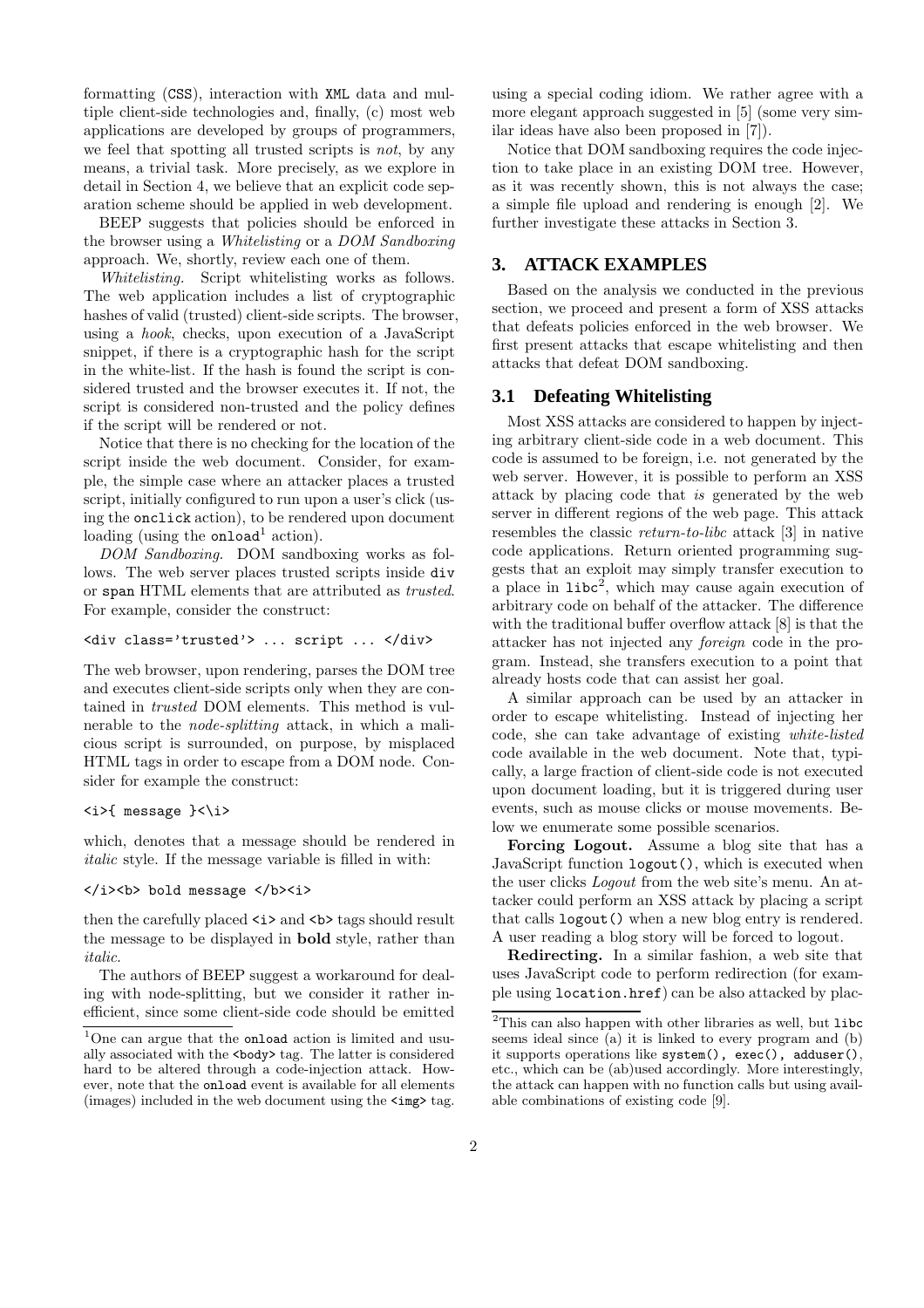formatting (CSS), interaction with XML data and multiple client-side technologies and, finally, (c) most web applications are developed by groups of programmers, we feel that spotting all trusted scripts is *not*, by any means, a trivial task. More precisely, as we explore in detail in Section 4, we believe that an explicit code separation scheme should be applied in web development.

BEEP suggests that policies should be enforced in the browser using a *Whitelisting* or a *DOM Sandboxing* approach. We, shortly, review each one of them.

*Whitelisting.* Script whitelisting works as follows. The web application includes a list of cryptographic hashes of valid (trusted) client-side scripts. The browser, using a *hook*, checks, upon execution of a JavaScript snippet, if there is a cryptographic hash for the script in the white-list. If the hash is found the script is considered trusted and the browser executes it. If not, the script is considered non-trusted and the policy defines if the script will be rendered or not.

Notice that there is no checking for the location of the script inside the web document. Consider, for example, the simple case where an attacker places a trusted script, initially configured to run upon a user's click (using the `onclick` action), to be rendered upon document loading (using the `onload`[1] action).

*DOM Sandboxing.* DOM sandboxing works as follows. The web server places trusted scripts inside `div` or `span` HTML elements that are attributed as *trusted*. For example, consider the construct:

```
<div class='trusted'> ... script ... </div>
```

The web browser, upon rendering, parses the DOM tree and executes client-side scripts only when they are contained in *trusted* DOM elements. This method is vulnerable to the *node-splitting* attack, in which a malicious script is surrounded, on purpose, by misplaced HTML tags in order to escape from a DOM node. Consider for example the construct:

```
<i>{ message }<\i>
```

which, denotes that a message should be rendered in *italic* style. If the message variable is filled in with:

```
</i><b> bold message </b><i>
```

then the carefully placed `<i>` and `<b>` tags should result the message to be displayed in **bold** style, rather than *italic*.

The authors of BEEP suggest a workaround for dealing with node-splitting, but we consider it rather inefficient, since some client-side code should be emitted using a special coding idiom. We rather agree with a more elegant approach suggested in [5] (some very similar ideas have also been proposed in [7]).

Notice that DOM sandboxing requires the code injection to take place in an existing DOM tree. However, as it was recently shown, this is not always the case; a simple file upload and rendering is enough [2]. We further investigate these attacks in Section 3.

[1] One can argue that the `onload` action is limited and usually associated with the `<body>` tag. The latter is considered hard to be altered through a code-injection attack. However, note that the `onload` event is available for all elements (images) included in the web document using the `<img>` tag.

# 3. ATTACK EXAMPLES

Based on the analysis we conducted in the previous section, we proceed and present a form of XSS attacks that defeats policies enforced in the web browser. We first present attacks that escape whitelisting and then attacks that defeat DOM sandboxing.

## 3.1 Defeating Whitelisting

Most XSS attacks are considered to happen by injecting arbitrary client-side code in a web document. This code is assumed to be foreign, i.e. not generated by the web server. However, it is possible to perform an XSS attack by placing code that *is* generated by the web server in different regions of the web page. This attack resembles the classic *return-to-libc* attack [3] in native code applications. Return oriented programming suggests that an exploit may simply transfer execution to a place in `libc`[2], which may cause again execution of arbitrary code on behalf of the attacker. The difference with the traditional buffer overflow attack [8] is that the attacker has not injected any *foreign* code in the program. Instead, she transfers execution to a point that already hosts code that can assist her goal.

A similar approach can be used by an attacker in order to escape whitelisting. Instead of injecting her code, she can take advantage of existing *white-listed* code available in the web document. Note that, typically, a large fraction of client-side code is not executed upon document loading, but it is triggered during user events, such as mouse clicks or mouse movements. Below we enumerate some possible scenarios.

**Forcing Logout.** Assume a blog site that has a JavaScript function `logout()`, which is executed when the user clicks *Logout* from the web site's menu. An attacker could perform an XSS attack by placing a script that calls `logout()` when a new blog entry is rendered. A user reading a blog story will be forced to logout.

**Redirecting.** In a similar fashion, a web site that uses JavaScript code to perform redirection (for example using `location.href`) can be also attacked by plac-

[2] This can also happen with other libraries as well, but `libc` seems ideal since (a) it is linked to every program and (b) it supports operations like `system(), exec(), adduser()`, etc., which can be (ab)used accordingly. More interestingly, the attack can happen with no function calls but using available combinations of existing code [9].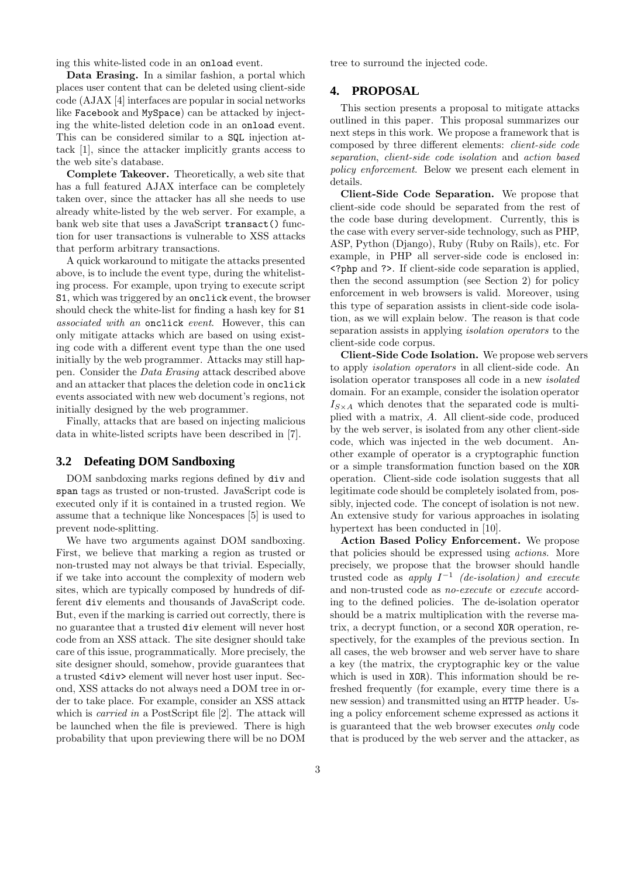ing this white-listed code in an `onload` event.

**Data Erasing.** In a similar fashion, a portal which places user content that can be deleted using client-side code (AJAX [4] interfaces are popular in social networks like `Facebook` and `MySpace`) can be attacked by injecting the white-listed deletion code in an `onload` event. This can be considered similar to a `SQL` injection attack [1], since the attacker implicitly grants access to the web site's database.

**Complete Takeover.** Theoretically, a web site that has a full featured AJAX interface can be completely taken over, since the attacker has all she needs to use already white-listed by the web server. For example, a bank web site that uses a JavaScript `transact()` function for user transactions is vulnerable to XSS attacks that perform arbitrary transactions.

A quick workaround to mitigate the attacks presented above, is to include the event type, during the whitelisting process. For example, upon trying to execute script `S1`, which was triggered by an `onclick` event, the browser should check the white-list for finding a hash key for `S1` *associated with an* `onclick` *event*. However, this can only mitigate attacks which are based on using existing code with a different event type than the one used initially by the web programmer. Attacks may still happen. Consider the *Data Erasing* attack described above and an attacker that places the deletion code in `onclick` events associated with new web document's regions, not initially designed by the web programmer.

Finally, attacks that are based on injecting malicious data in white-listed scripts have been described in [7].

### 3.2 Defeating DOM Sandboxing

DOM sanbdoxing marks regions defined by `div` and `span` tags as trusted or non-trusted. JavaScript code is executed only if it is contained in a trusted region. We assume that a technique like Noncespaces [5] is used to prevent node-splitting.

We have two arguments against DOM sandboxing. First, we believe that marking a region as trusted or non-trusted may not always be that trivial. Especially, if we take into account the complexity of modern web sites, which are typically composed by hundreds of different `div` elements and thousands of JavaScript code. But, even if the marking is carried out correctly, there is no guarantee that a trusted `div` element will never host code from an XSS attack. The site designer should take care of this issue, programmatically. More precisely, the site designer should, somehow, provide guarantees that a trusted `<div>` element will never host user input. Second, XSS attacks do not always need a DOM tree in order to take place. For example, consider an XSS attack which is *carried in* a PostScript file [2]. The attack will be launched when the file is previewed. There is high probability that upon previewing there will be no DOM tree to surround the injected code.

## 4. PROPOSAL

This section presents a proposal to mitigate attacks outlined in this paper. This proposal summarizes our next steps in this work. We propose a framework that is composed by three different elements: *client-side code separation*, *client-side code isolation* and *action based policy enforcement*. Below we present each element in details.

**Client-Side Code Separation.** We propose that client-side code should be separated from the rest of the code base during development. Currently, this is the case with every server-side technology, such as PHP, ASP, Python (Django), Ruby (Ruby on Rails), etc. For example, in PHP all server-side code is enclosed in: `<?php` and `?>`. If client-side code separation is applied, then the second assumption (see Section 2) for policy enforcement in web browsers is valid. Moreover, using this type of separation assists in client-side code isolation, as we will explain below. The reason is that code separation assists in applying *isolation operators* to the client-side code corpus.

**Client-Side Code Isolation.** We propose web servers to apply *isolation operators* in all client-side code. An isolation operator transposes all code in a new *isolated* domain. For an example, consider the isolation operator $I_{S \times A}$ which denotes that the separated code is multiplied with a matrix, $A$. All client-side code, produced by the web server, is isolated from any other client-side code, which was injected in the web document. Another example of operator is a cryptographic function or a simple transformation function based on the `XOR` operation. Client-side code isolation suggests that all legitimate code should be completely isolated from, possibly, injected code. The concept of isolation is not new. An extensive study for various approaches in isolating hypertext has been conducted in [10].

**Action Based Policy Enforcement.** We propose that policies should be expressed using *actions*. More precisely, we propose that the browser should handle trusted code as *apply* $I^{-1}$ *(de-isolation) and execute* and non-trusted code as *no-execute* or *execute* according to the defined policies. The de-isolation operator should be a matrix multiplication with the reverse matrix, a decrypt function, or a second `XOR` operation, respectively, for the examples of the previous section. In all cases, the web browser and web server have to share a key (the matrix, the cryptographic key or the value which is used in `XOR`). This information should be refreshed frequently (for example, every time there is a new session) and transmitted using an `HTTP` header. Using a policy enforcement scheme expressed as actions it is guaranteed that the web browser executes *only* code that is produced by the web server and the attacker, as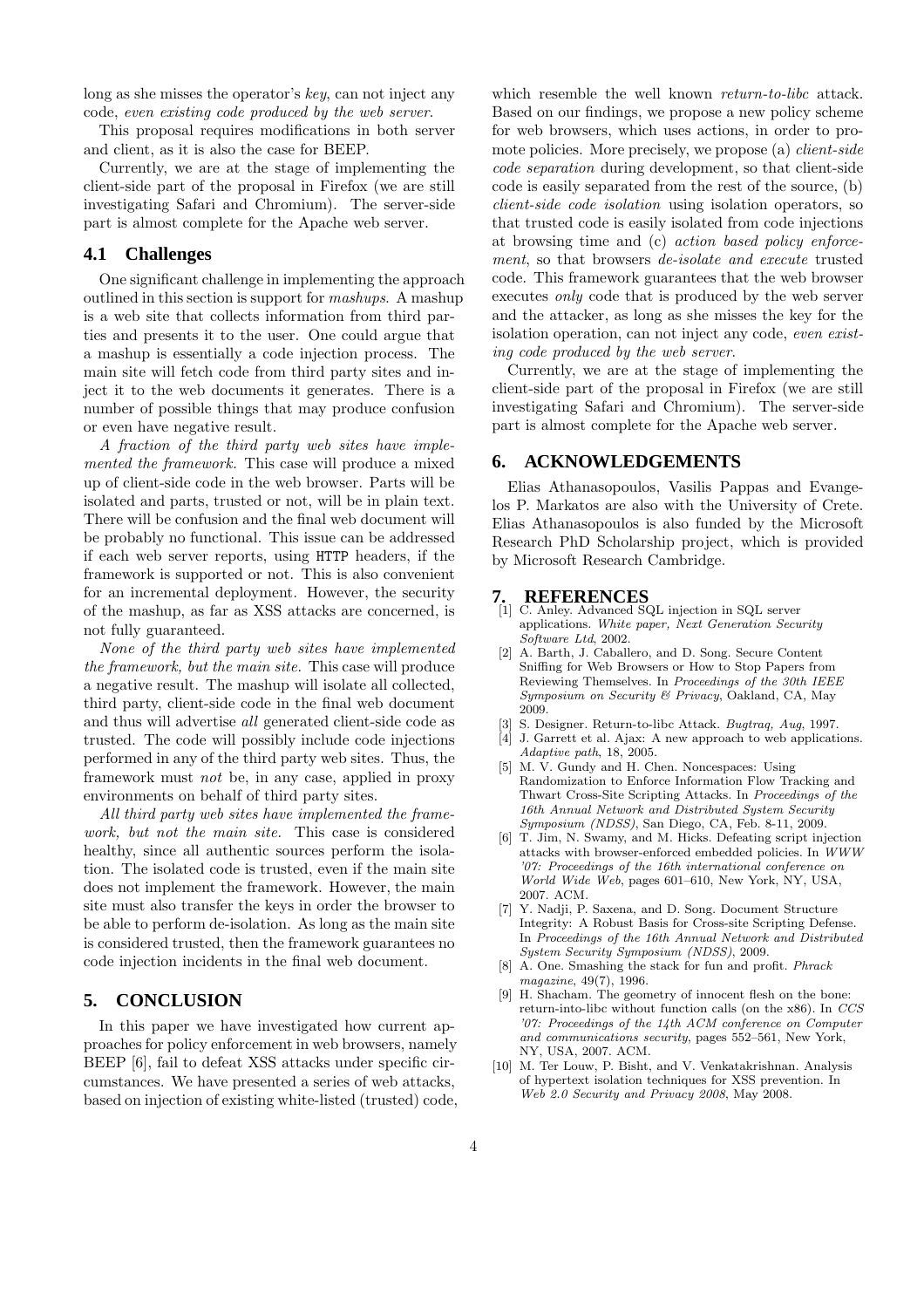long as she misses the operator's *key*, can not inject any code, *even existing code produced by the web server*.

This proposal requires modifications in both server and client, as it is also the case for BEEP.

Currently, we are at the stage of implementing the client-side part of the proposal in Firefox (we are still investigating Safari and Chromium). The server-side part is almost complete for the Apache web server.

## 4.1 Challenges

One significant challenge in implementing the approach outlined in this section is support for *mashups*. A mashup is a web site that collects information from third parties and presents it to the user. One could argue that a mashup is essentially a code injection process. The main site will fetch code from third party sites and inject it to the web documents it generates. There is a number of possible things that may produce confusion or even have negative result.

*A fraction of the third party web sites have implemented the framework.* This case will produce a mixed up of client-side code in the web browser. Parts will be isolated and parts, trusted or not, will be in plain text. There will be confusion and the final web document will be probably no functional. This issue can be addressed if each web server reports, using HTTP headers, if the framework is supported or not. This is also convenient for an incremental deployment. However, the security of the mashup, as far as XSS attacks are concerned, is not fully guaranteed.

*None of the third party web sites have implemented the framework, but the main site.* This case will produce a negative result. The mashup will isolate all collected, third party, client-side code in the final web document and thus will advertise *all* generated client-side code as trusted. The code will possibly include code injections performed in any of the third party web sites. Thus, the framework must *not* be, in any case, applied in proxy environments on behalf of third party sites.

*All third party web sites have implemented the framework, but not the main site.* This case is considered healthy, since all authentic sources perform the isolation. The isolated code is trusted, even if the main site does not implement the framework. However, the main site must also transfer the keys in order the browser to be able to perform de-isolation. As long as the main site is considered trusted, then the framework guarantees no code injection incidents in the final web document.

# 5. CONCLUSION

In this paper we have investigated how current approaches for policy enforcement in web browsers, namely BEEP [6], fail to defeat XSS attacks under specific circumstances. We have presented a series of web attacks, based on injection of existing white-listed (trusted) code, which resemble the well known *return-to-libc* attack. Based on our findings, we propose a new policy scheme for web browsers, which uses actions, in order to promote policies. More precisely, we propose (a) *client-side code separation* during development, so that client-side code is easily separated from the rest of the source, (b) *client-side code isolation* using isolation operators, so that trusted code is easily isolated from code injections at browsing time and (c) *action based policy enforcement*, so that browsers *de-isolate and execute* trusted code. This framework guarantees that the web browser executes *only* code that is produced by the web server and the attacker, as long as she misses the key for the isolation operation, can not inject any code, *even existing code produced by the web server*.

Currently, we are at the stage of implementing the client-side part of the proposal in Firefox (we are still investigating Safari and Chromium). The server-side part is almost complete for the Apache web server.

# 6. ACKNOWLEDGEMENTS

Elias Athanasopoulos, Vasilis Pappas and Evangelos P. Markatos are also with the University of Crete. Elias Athanasopoulos is also funded by the Microsoft Research PhD Scholarship project, which is provided by Microsoft Research Cambridge.

# 7. REFERENCES

[1] C. Anley. Advanced SQL injection in SQL server applications. *White paper, Next Generation Security Software Ltd*, 2002.

[2] A. Barth, J. Caballero, and D. Song. Secure Content Sniffing for Web Browsers or How to Stop Papers from Reviewing Themselves. In *Proceedings of the 30th IEEE Symposium on Security & Privacy*, Oakland, CA, May 2009.

[3] S. Designer. Return-to-libc Attack. *Bugtraq, Aug*, 1997.

[4] J. Garrett et al. Ajax: A new approach to web applications. *Adaptive path*, 18, 2005.

[5] M. V. Gundy and H. Chen. Noncespaces: Using Randomization to Enforce Information Flow Tracking and Thwart Cross-Site Scripting Attacks. In *Proceedings of the 16th Annual Network and Distributed System Security Symposium (NDSS)*, San Diego, CA, Feb. 8-11, 2009.

[6] T. Jim, N. Swamy, and M. Hicks. Defeating script injection attacks with browser-enforced embedded policies. In *WWW '07: Proceedings of the 16th international conference on World Wide Web*, pages 601–610, New York, NY, USA, 2007. ACM.

[7] Y. Nadji, P. Saxena, and D. Song. Document Structure Integrity: A Robust Basis for Cross-site Scripting Defense. In *Proceedings of the 16th Annual Network and Distributed System Security Symposium (NDSS)*, 2009.

[8] A. One. Smashing the stack for fun and profit. *Phrack magazine*, 49(7), 1996.

[9] H. Shacham. The geometry of innocent flesh on the bone: return-into-libc without function calls (on the x86). In *CCS '07: Proceedings of the 14th ACM conference on Computer and communications security*, pages 552–561, New York, NY, USA, 2007. ACM.

[10] M. Ter Louw, P. Bisht, and V. Venkatakrishnan. Analysis of hypertext isolation techniques for XSS prevention. In *Web 2.0 Security and Privacy 2008*, May 2008.